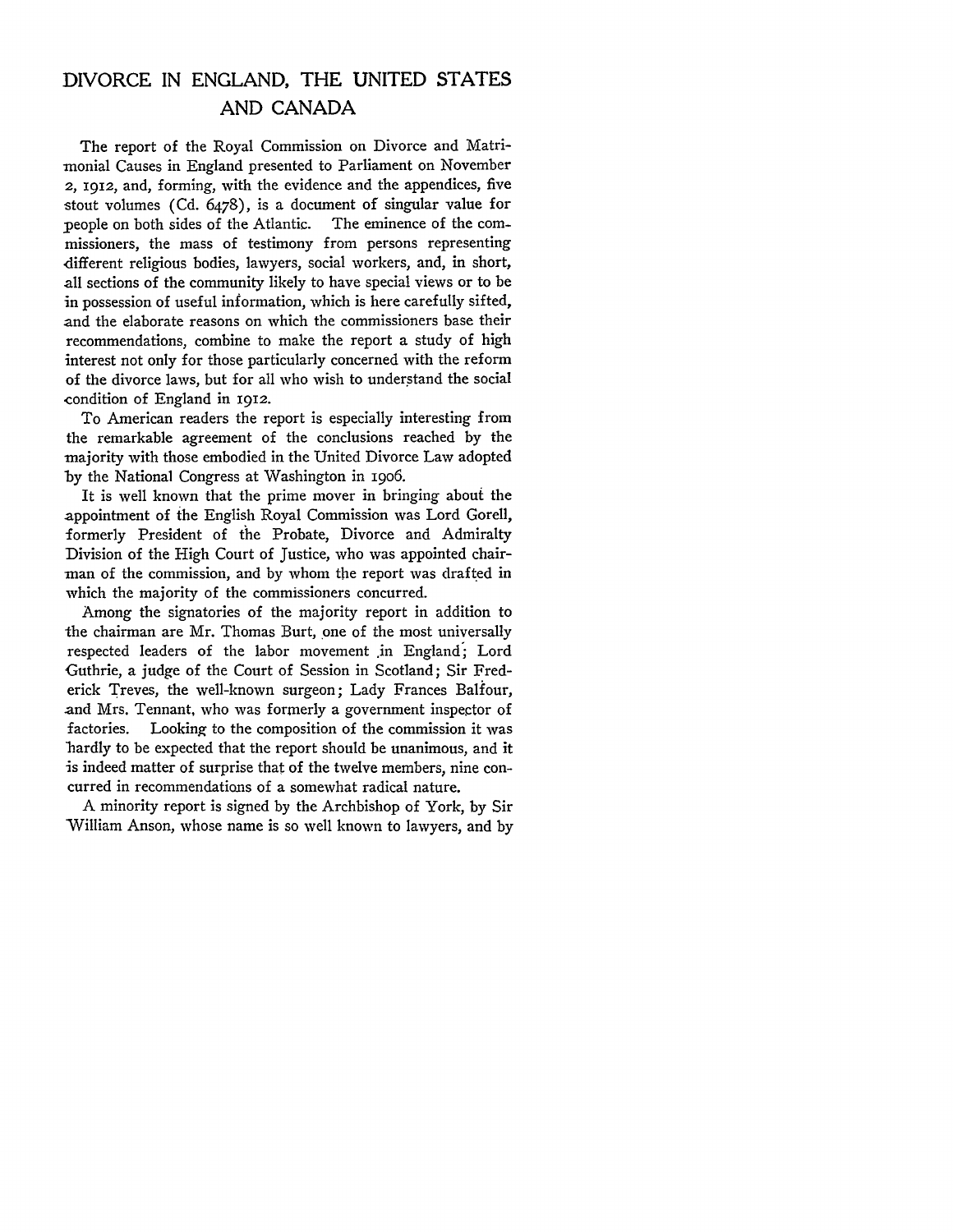# DIVORCE IN ENGLAND, THE UNITED STATES AND CANADA

The report of the Royal Commission on Divorce and Matrimonial Causes in England presented to Parliament on November 2, 1912, and, forming, with the evidence and the appendices, five stout volumes (Cd. 6478), is a document of singular value for people on both sides of the Atlantic. The eminence of the commissioners, the mass of testimony from persons representing different religious bodies, lawyers, social workers, and, in short, all sections of the community likely to have special views or to be in possession of useful information, which is here carefully sifted, and the elaborate reasons on which the commissioners base their recommendations, combine to make the report a study of high interest not only for those particularly concerned with the reform of the divorce laws, but for all who wish to understand the social condition of England in 1912.

To American readers the report is especially interesting from the remarkable agreement of the conclusions reached by the majority with those embodied in the United Divorce Law adopted by the National Congress at Washington in 1906.

It is well known that the prime mover in bringing about the appointment of the English Royal Commission was Lord Gorell, formerly President of the Probate, Divorce and Admiralty Division of the High Court of Justice, who was appointed chairman of the commission, and by whom the report was drafted in which the majority of the commissioners concurred.

Among the signatories of the majority report in addition to the chairman are Mr. Thomas Burt, one of the most universally respected leaders of the labor movement in England; Lord Guthrie, a judge of the Court of Session in Scotland; Sir Frederick Treves, the well-known surgeon; Lady Frances Balfour, and Mrs. Tennant, who was formerly a government inspector of factories. Looking to the composition of the commission it was hardly to be expected that the report should be unanimous, and it is indeed matter of surprise that of the twelve members, nine concurred in recommendations of a somewhat radical nature.

A minority report is signed by the Archbishop of York, by Sir William Anson, whose name is so well known to lawyers, and by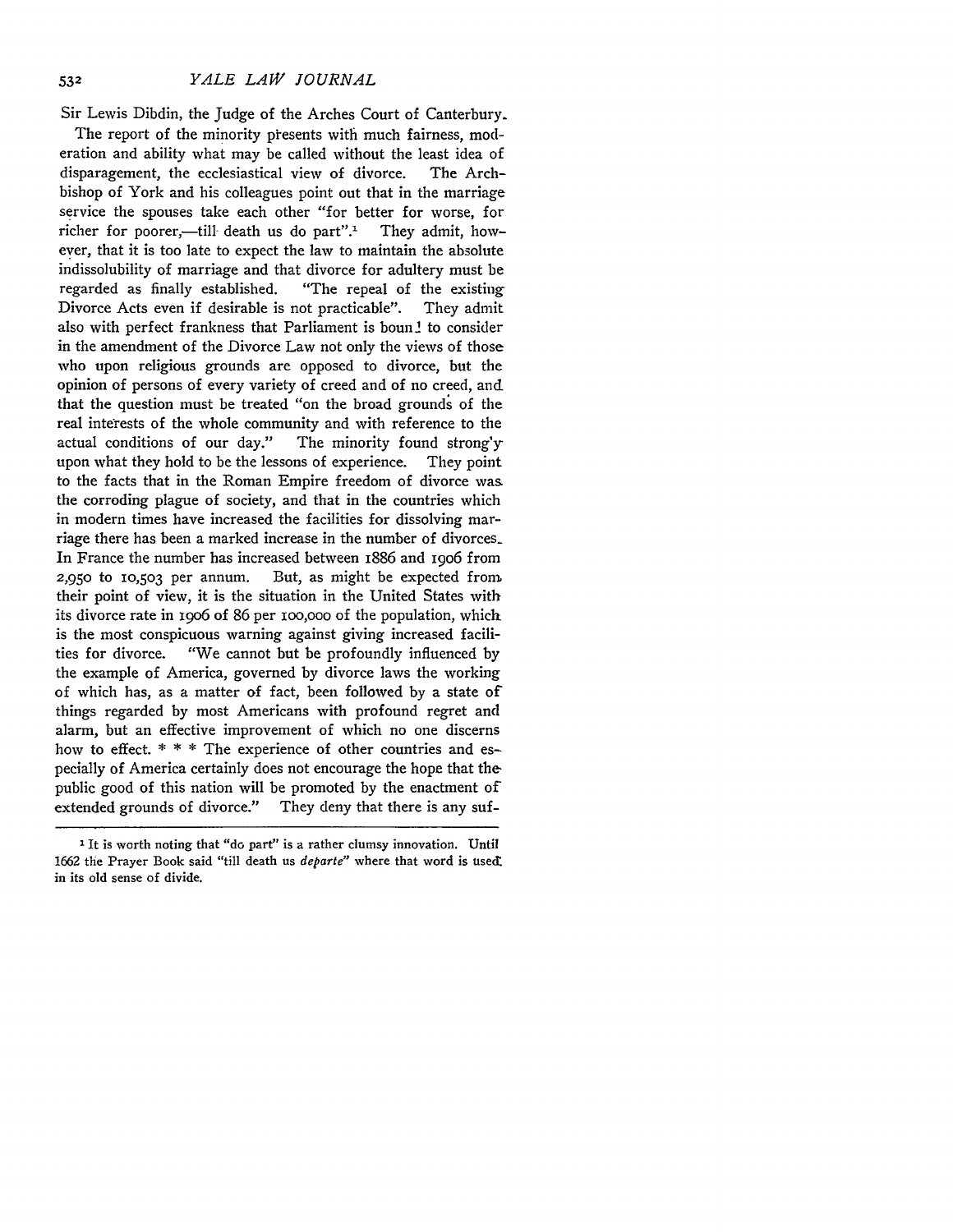Sir Lewis Dibdin, the Judge of the Arches Court of Canterbury.

The report of the minority presents with much fairness, moderation and ability what may be called without the least idea of disparagement, the ecclesiastical view of divorce. The Archbishop of York and his colleagues point out that in the marriage service the spouses take each other "for better for worse, for richer for poorer,—till death us do part".[1] They admit, however, that it is too late to expect the law to maintain the absolute indissolubility of marriage and that divorce for adultery must be regarded as finally established. "The repeal of the existing Divorce Acts even if desirable is not practicable". They admit also with perfect frankness that Parliament is bound to consider in the amendment of the Divorce Law not only the views of those who upon religious grounds are opposed to divorce, but the opinion of persons of every variety of creed and of no creed, and that the question must be treated "on the broad grounds of the real interests of the whole community and with reference to the actual conditions of our day." The minority found strongly upon what they hold to be the lessons of experience. They point to the facts that in the Roman Empire freedom of divorce was the corroding plague of society, and that in the countries which in modern times have increased the facilities for dissolving marriage there has been a marked increase in the number of divorces. In France the number has increased between 1886 and 1906 from 2,950 to 10,503 per annum. But, as might be expected from their point of view, it is the situation in the United States with its divorce rate in 1906 of 86 per 100,000 of the population, which is the most conspicuous warning against giving increased facilities for divorce. "We cannot but be profoundly influenced by the example of America, governed by divorce laws the working of which has, as a matter of fact, been followed by a state of things regarded by most Americans with profound regret and alarm, but an effective improvement of which no one discerns how to effect. * * * The experience of other countries and especially of America certainly does not encourage the hope that the public good of this nation will be promoted by the enactment of extended grounds of divorce." They deny that there is any suf-

[1] It is worth noting that "do part" is a rather clumsy innovation. Until 1662 the Prayer Book said "till death us *departe*" where that word is used in its old sense of divide.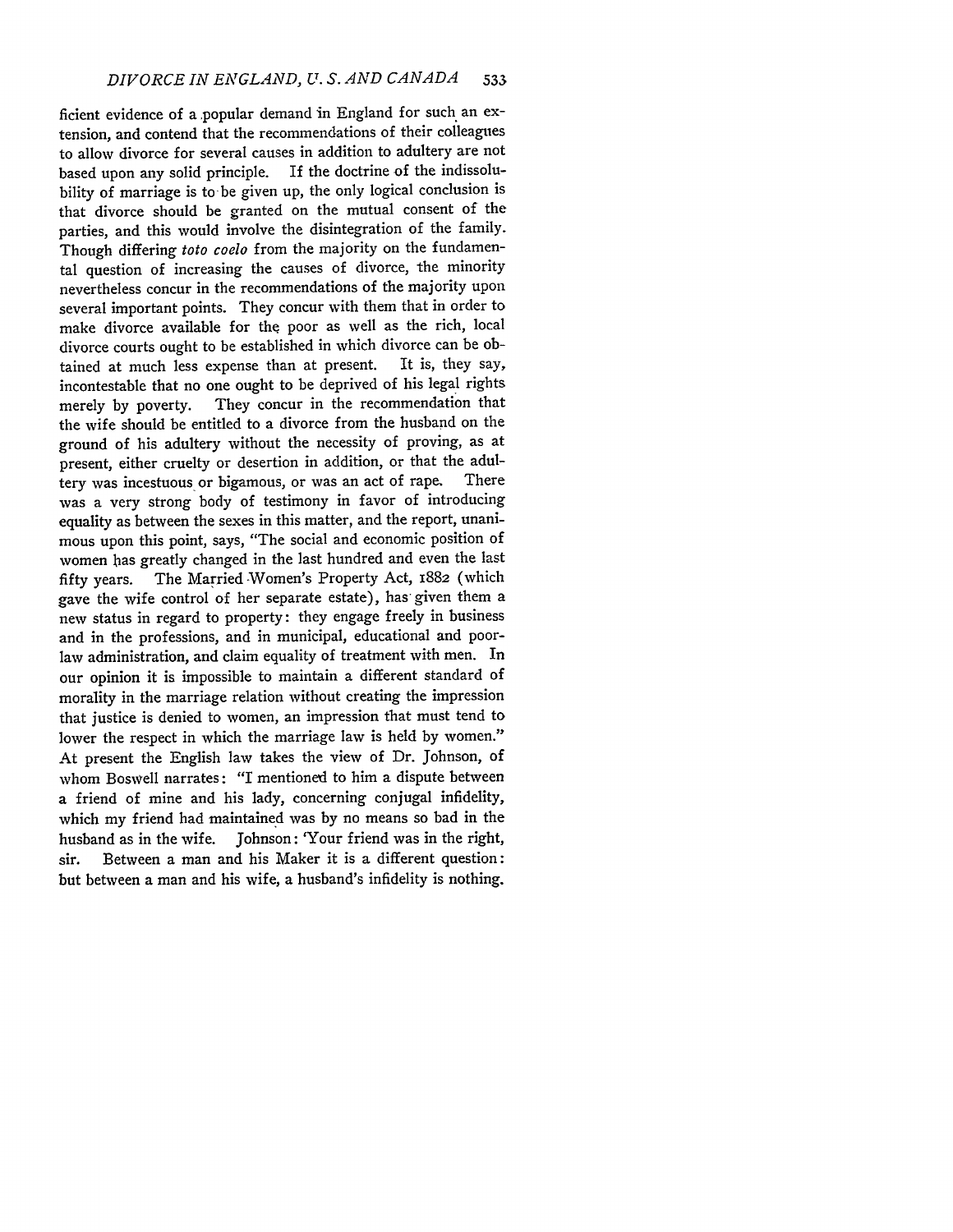ficient evidence of a popular demand in England for such an extension, and contend that the recommendations of their colleagues to allow divorce for several causes in addition to adultery are not based upon any solid principle. If the doctrine of the indissolubility of marriage is to be given up, the only logical conclusion is that divorce should be granted on the mutual consent of the parties, and this would involve the disintegration of the family. Though differing *toto coelo* from the majority on the fundamental question of increasing the causes of divorce, the minority nevertheless concur in the recommendations of the majority upon several important points. They concur with them that in order to make divorce available for the poor as well as the rich, local divorce courts ought to be established in which divorce can be obtained at much less expense than at present. It is, they say, incontestable that no one ought to be deprived of his legal rights merely by poverty. They concur in the recommendation that the wife should be entitled to a divorce from the husband on the ground of his adultery without the necessity of proving, as at present, either cruelty or desertion in addition, or that the adultery was incestuous or bigamous, or was an act of rape. There was a very strong body of testimony in favor of introducing equality as between the sexes in this matter, and the report, unanimous upon this point, says, "The social and economic position of women has greatly changed in the last hundred and even the last fifty years. The Married Women's Property Act, 1882 (which gave the wife control of her separate estate), has given them a new status in regard to property: they engage freely in business and in the professions, and in municipal, educational and poor-law administration, and claim equality of treatment with men. In our opinion it is impossible to maintain a different standard of morality in the marriage relation without creating the impression that justice is denied to women, an impression that must tend to lower the respect in which the marriage law is held by women." At present the English law takes the view of Dr. Johnson, of whom Boswell narrates: "I mentioned to him a dispute between a friend of mine and his lady, concerning conjugal infidelity, which my friend had maintained was by no means so bad in the husband as in the wife. Johnson: 'Your friend was in the right, sir. Between a man and his Maker it is a different question: but between a man and his wife, a husband's infidelity is nothing.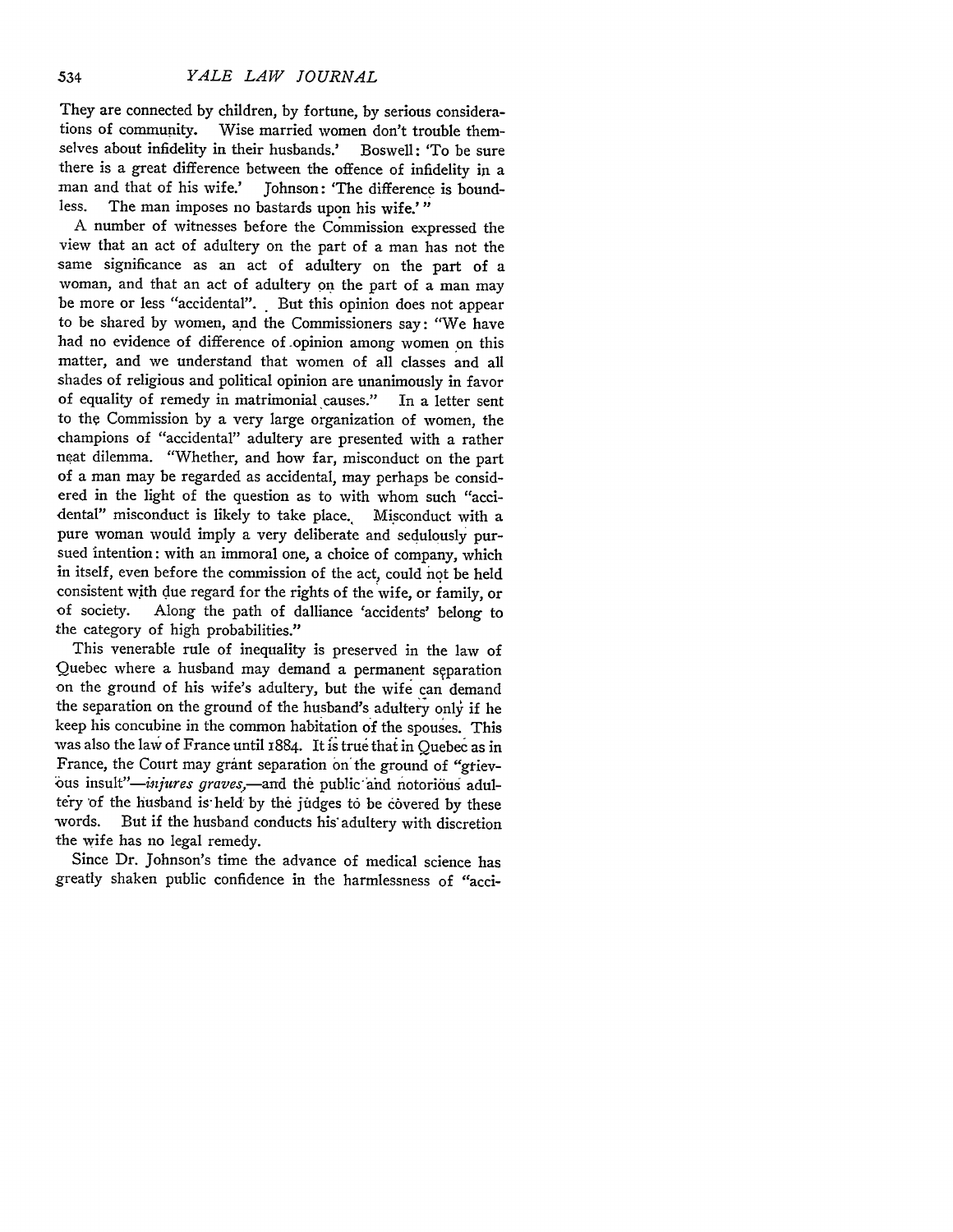They are connected by children, by fortune, by serious considerations of community. Wise married women don't trouble themselves about infidelity in their husbands.' Boswell: 'To be sure there is a great difference between the offence of infidelity in a man and that of his wife.' Johnson: 'The difference is boundless. The man imposes no bastards upon his wife.' "

A number of witnesses before the Commission expressed the view that an act of adultery on the part of a man has not the same significance as an act of adultery on the part of a woman, and that an act of adultery on the part of a man may be more or less "accidental". But this opinion does not appear to be shared by women, and the Commissioners say: "We have had no evidence of difference of opinion among women on this matter, and we understand that women of all classes and all shades of religious and political opinion are unanimously in favor of equality of remedy in matrimonial causes." In a letter sent to the Commission by a very large organization of women, the champions of "accidental" adultery are presented with a rather neat dilemma. "Whether, and how far, misconduct on the part of a man may be regarded as accidental, may perhaps be considered in the light of the question as to with whom such "accidental" misconduct is likely to take place. Misconduct with a pure woman would imply a very deliberate and sedulously pursued intention: with an immoral one, a choice of company, which in itself, even before the commission of the act, could not be held consistent with due regard for the rights of the wife, or family, or of society. Along the path of dalliance 'accidents' belong to the category of high probabilities."

This venerable rule of inequality is preserved in the law of Quebec where a husband may demand a permanent separation on the ground of his wife's adultery, but the wife can demand the separation on the ground of the husband's adultery only if he keep his concubine in the common habitation of the spouses. This was also the law of France until 1884. It is true that in Quebec as in France, the Court may grant separation on the ground of "grievous insult"—*injures graves*,—and the public and notorious adultery of the husband is held by the judges to be covered by these words. But if the husband conducts his adultery with discretion the wife has no legal remedy.

Since Dr. Johnson's time the advance of medical science has greatly shaken public confidence in the harmlessness of "acci-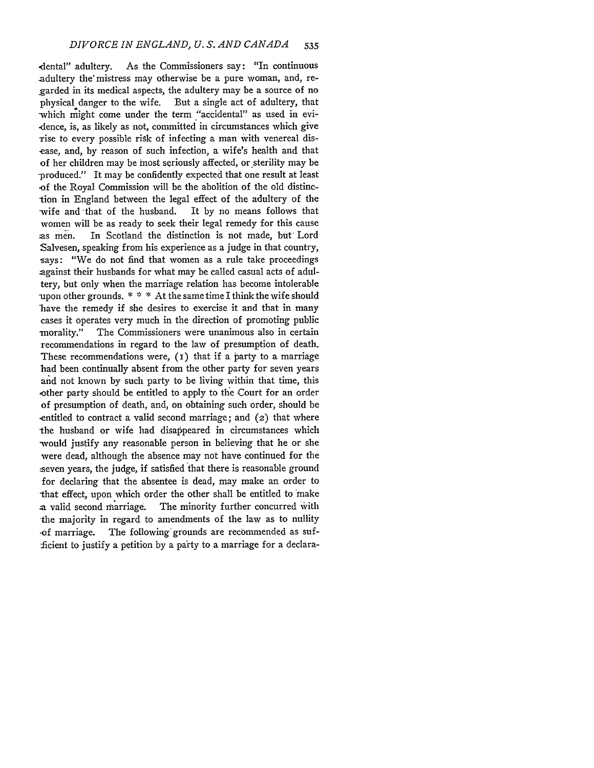dental" adultery. As the Commissioners say: "In continuous adultery the mistress may otherwise be a pure woman, and, regarded in its medical aspects, the adultery may be a source of no physical danger to the wife. But a single act of adultery, that which might come under the term "accidental" as used in evidence, is, as likely as not, committed in circumstances which give rise to every possible risk of infecting a man with venereal disease, and, by reason of such infection, a wife's health and that of her children may be most seriously affected, or sterility may be produced." It may be confidently expected that one result at least of the Royal Commission will be the abolition of the old distinction in England between the legal effect of the adultery of the wife and that of the husband. It by no means follows that women will be as ready to seek their legal remedy for this cause as men. In Scotland the distinction is not made, but Lord Salvesen, speaking from his experience as a judge in that country, says: "We do not find that women as a rule take proceedings against their husbands for what may be called casual acts of adultery, but only when the marriage relation has become intolerable upon other grounds. * * * At the same time I think the wife should have the remedy if she desires to exercise it and that in many cases it operates very much in the direction of promoting public morality." The Commissioners were unanimous also in certain recommendations in regard to the law of presumption of death. These recommendations were, (1) that if a party to a marriage had been continually absent from the other party for seven years and not known by such party to be living within that time, this other party should be entitled to apply to the Court for an order of presumption of death, and, on obtaining such order, should be entitled to contract a valid second marriage; and (2) that where the husband or wife had disappeared in circumstances which would justify any reasonable person in believing that he or she were dead, although the absence may not have continued for the seven years, the judge, if satisfied that there is reasonable ground for declaring that the absentee is dead, may make an order to that effect, upon which order the other shall be entitled to make a valid second marriage. The minority further concurred with the majority in regard to amendments of the law as to nullity of marriage. The following grounds are recommended as sufficient to justify a petition by a party to a marriage for a declara-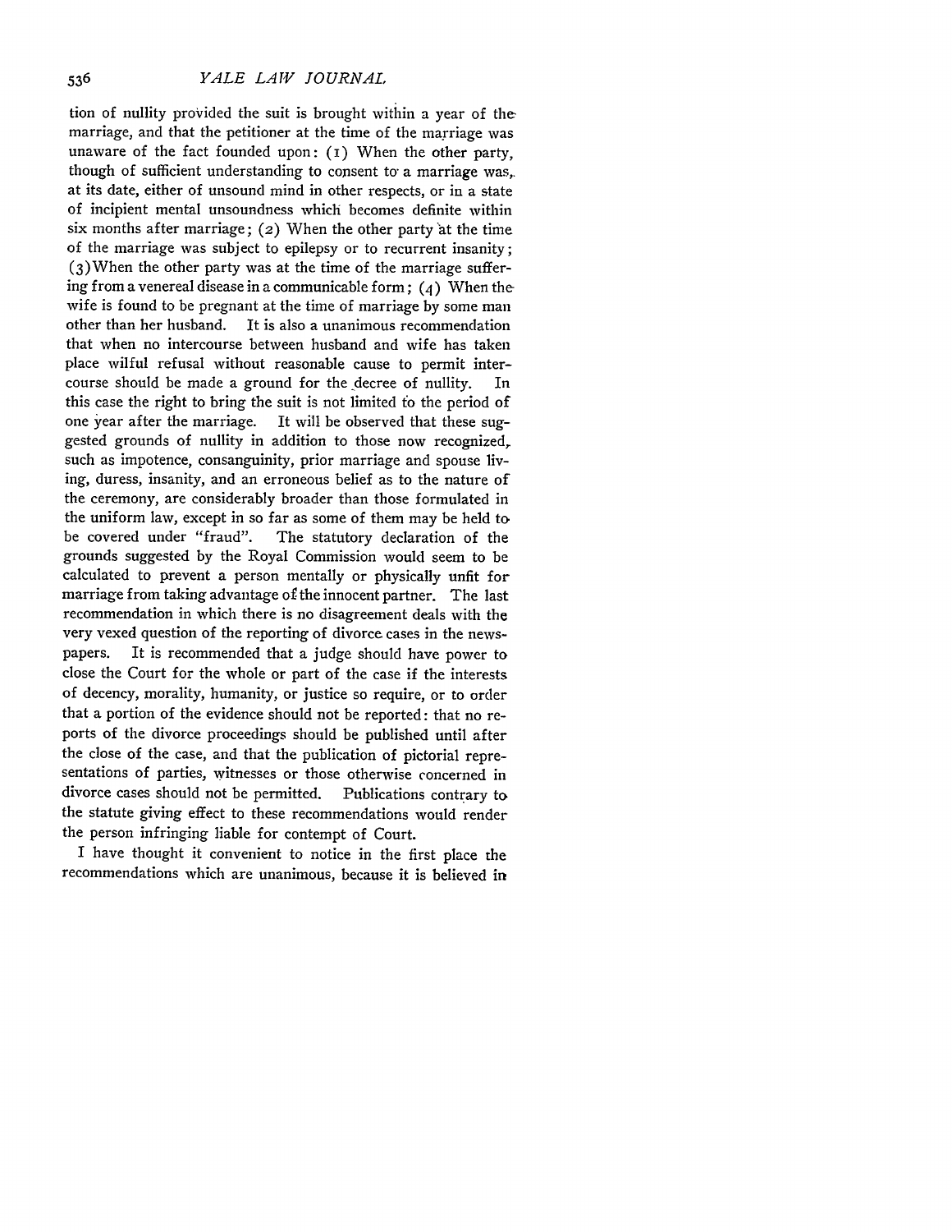tion of nullity provided the suit is brought within a year of the marriage, and that the petitioner at the time of the marriage was unaware of the fact founded upon: (1) When the other party, though of sufficient understanding to consent to a marriage was, at its date, either of unsound mind in other respects, or in a state of incipient mental unsoundness which becomes definite within six months after marriage; (2) When the other party at the time of the marriage was subject to epilepsy or to recurrent insanity; (3) When the other party was at the time of the marriage suffering from a venereal disease in a communicable form; (4) When the wife is found to be pregnant at the time of marriage by some man other than her husband. It is also a unanimous recommendation that when no intercourse between husband and wife has taken place wilful refusal without reasonable cause to permit intercourse should be made a ground for the decree of nullity. In this case the right to bring the suit is not limited to the period of one year after the marriage. It will be observed that these suggested grounds of nullity in addition to those now recognized, such as impotence, consanguinity, prior marriage and spouse living, duress, insanity, and an erroneous belief as to the nature of the ceremony, are considerably broader than those formulated in the uniform law, except in so far as some of them may be held to be covered under "fraud". The statutory declaration of the grounds suggested by the Royal Commission would seem to be calculated to prevent a person mentally or physically unfit for marriage from taking advantage of the innocent partner. The last recommendation in which there is no disagreement deals with the very vexed question of the reporting of divorce cases in the newspapers. It is recommended that a judge should have power to close the Court for the whole or part of the case if the interests of decency, morality, humanity, or justice so require, or to order that a portion of the evidence should not be reported: that no reports of the divorce proceedings should be published until after the close of the case, and that the publication of pictorial representations of parties, witnesses or those otherwise concerned in divorce cases should not be permitted. Publications contrary to the statute giving effect to these recommendations would render the person infringing liable for contempt of Court.

I have thought it convenient to notice in the first place the recommendations which are unanimous, because it is believed in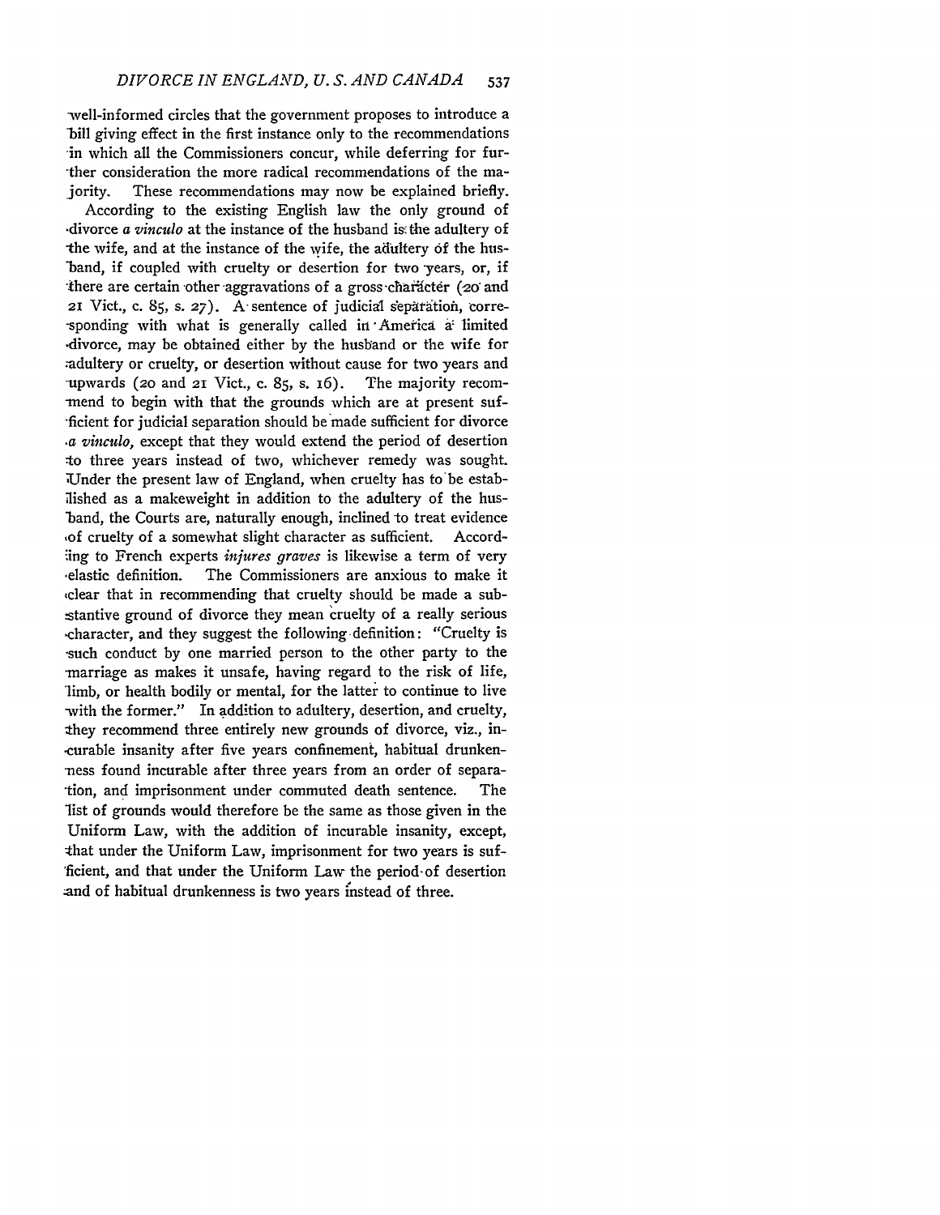well-informed circles that the government proposes to introduce a bill giving effect in the first instance only to the recommendations in which all the Commissioners concur, while deferring for further consideration the more radical recommendations of the majority. These recommendations may now be explained briefly.

According to the existing English law the only ground of divorce *a vinculo* at the instance of the husband is the adultery of the wife, and at the instance of the wife, the adultery of the husband, if coupled with cruelty or desertion for two years, or, if there are certain other aggravations of a gross character (20 and 21 Vict., c. 85, s. 27). A sentence of judicial separation, corresponding with what is generally called in America a limited divorce, may be obtained either by the husband or the wife for adultery or cruelty, or desertion without cause for two years and upwards (20 and 21 Vict., c. 85, s. 16). The majority recommend to begin with that the grounds which are at present sufficient for judicial separation should be made sufficient for divorce *a vinculo,* except that they would extend the period of desertion to three years instead of two, whichever remedy was sought. Under the present law of England, when cruelty has to be established as a makeweight in addition to the adultery of the husband, the Courts are, naturally enough, inclined to treat evidence of cruelty of a somewhat slight character as sufficient. According to French experts *injures graves* is likewise a term of very elastic definition. The Commissioners are anxious to make it clear that in recommending that cruelty should be made a substantive ground of divorce they mean cruelty of a really serious character, and they suggest the following definition: "Cruelty is such conduct by one married person to the other party to the marriage as makes it unsafe, having regard to the risk of life, limb, or health bodily or mental, for the latter to continue to live with the former." In addition to adultery, desertion, and cruelty, they recommend three entirely new grounds of divorce, viz., incurable insanity after five years confinement, habitual drunkenness found incurable after three years from an order of separation, and imprisonment under commuted death sentence. The list of grounds would therefore be the same as those given in the Uniform Law, with the addition of incurable insanity, except, that under the Uniform Law, imprisonment for two years is sufficient, and that under the Uniform Law the period of desertion and of habitual drunkenness is two years instead of three.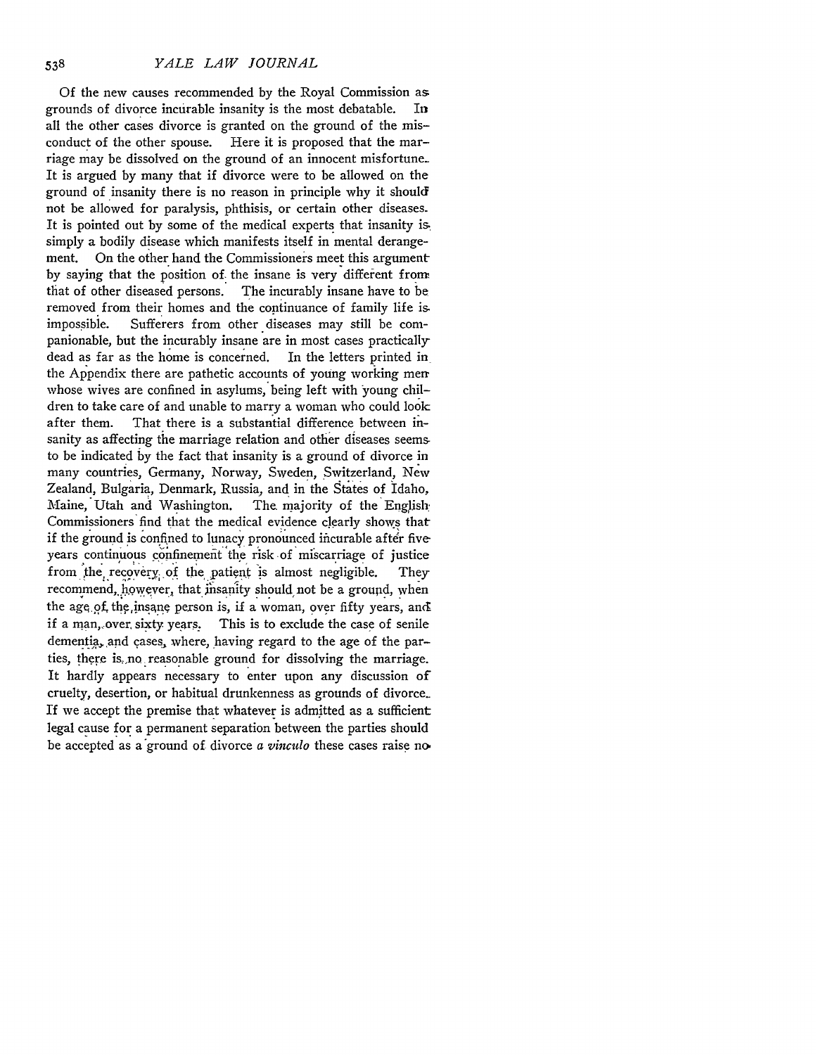Of the new causes recommended by the Royal Commission as grounds of divorce incurable insanity is the most debatable. In all the other cases divorce is granted on the ground of the misconduct of the other spouse. Here it is proposed that the marriage may be dissolved on the ground of an innocent misfortune. It is argued by many that if divorce were to be allowed on the ground of insanity there is no reason in principle why it should not be allowed for paralysis, phthisis, or certain other diseases. It is pointed out by some of the medical experts that insanity is simply a bodily disease which manifests itself in mental derangement. On the other hand the Commissioners meet this argument by saying that the position of the insane is very different from that of other diseased persons. The incurably insane have to be removed from their homes and the continuance of family life is impossible. Sufferers from other diseases may still be companionable, but the incurably insane are in most cases practically dead as far as the home is concerned. In the letters printed in the Appendix there are pathetic accounts of young working men whose wives are confined in asylums, being left with young children to take care of and unable to marry a woman who could look after them. That there is a substantial difference between insanity as affecting the marriage relation and other diseases seems to be indicated by the fact that insanity is a ground of divorce in many countries, Germany, Norway, Sweden, Switzerland, New Zealand, Bulgaria, Denmark, Russia, and in the States of Idaho, Maine, Utah and Washington. The majority of the English Commissioners find that the medical evidence clearly shows that if the ground is confined to lunacy pronounced incurable after five years continuous confinement the risk of miscarriage of justice from the recovery of the patient is almost negligible. They recommend, however, that insanity should not be a ground, when the age of the insane person is, if a woman, over fifty years, and if a man, over sixty years. This is to exclude the case of senile dementia, and cases, where, having regard to the age of the parties, there is no reasonable ground for dissolving the marriage. It hardly appears necessary to enter upon any discussion of cruelty, desertion, or habitual drunkenness as grounds of divorce. If we accept the premise that whatever is admitted as a sufficient legal cause for a permanent separation between the parties should be accepted as a ground of divorce *a vinculo* these cases raise no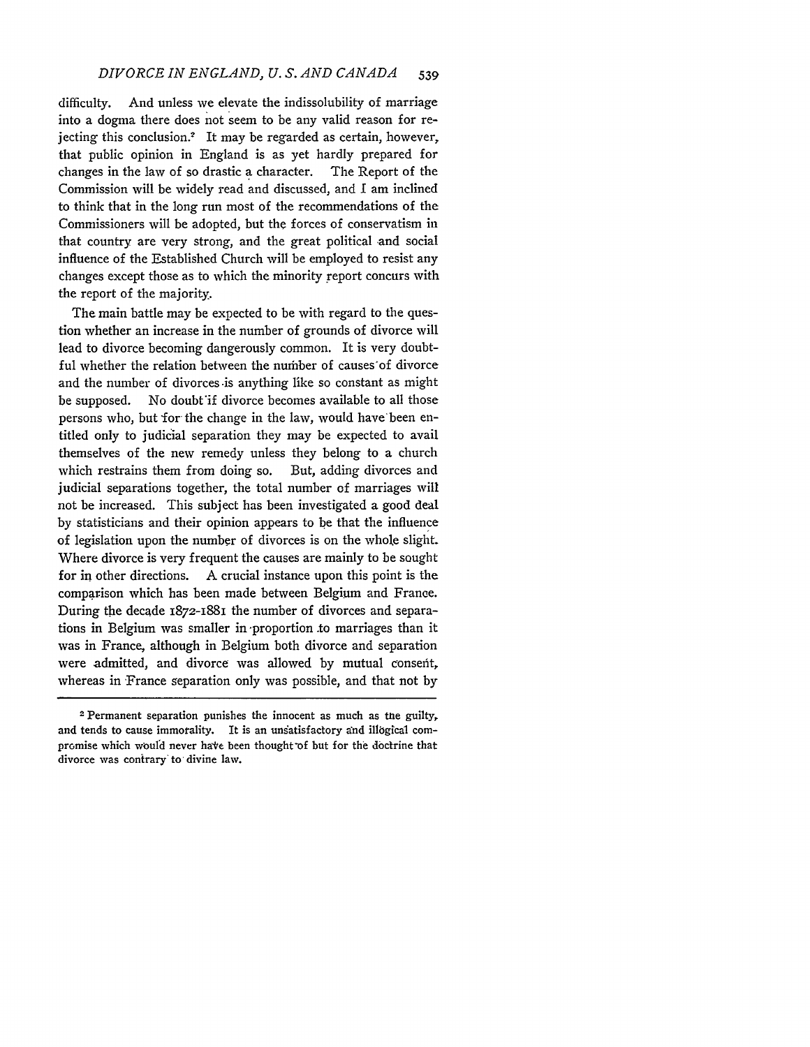difficulty. And unless we elevate the indissolubility of marriage into a dogma there does not seem to be any valid reason for rejecting this conclusion.[2] It may be regarded as certain, however, that public opinion in England is as yet hardly prepared for changes in the law of so drastic a character. The Report of the Commission will be widely read and discussed, and I am inclined to think that in the long run most of the recommendations of the Commissioners will be adopted, but the forces of conservatism in that country are very strong, and the great political and social influence of the Established Church will be employed to resist any changes except those as to which the minority report concurs with the report of the majority.

The main battle may be expected to be with regard to the question whether an increase in the number of grounds of divorce will lead to divorce becoming dangerously common. It is very doubtful whether the relation between the number of causes of divorce and the number of divorces is anything like so constant as might be supposed. No doubt if divorce becomes available to all those persons who, but for the change in the law, would have been entitled only to judicial separation they may be expected to avail themselves of the new remedy unless they belong to a church which restrains them from doing so. But, adding divorces and judicial separations together, the total number of marriages will not be increased. This subject has been investigated a good deal by statisticians and their opinion appears to be that the influence of legislation upon the number of divorces is on the whole slight. Where divorce is very frequent the causes are mainly to be sought for in other directions. A crucial instance upon this point is the comparison which has been made between Belgium and France. During the decade 1872-1881 the number of divorces and separations in Belgium was smaller in proportion to marriages than it was in France, although in Belgium both divorce and separation were admitted, and divorce was allowed by mutual consent, whereas in France separation only was possible, and that not by

---

[2] Permanent separation punishes the innocent as much as the guilty, and tends to cause immorality. It is an unsatisfactory and illogical compromise which would never have been thought of but for the doctrine that divorce was contrary to divine law.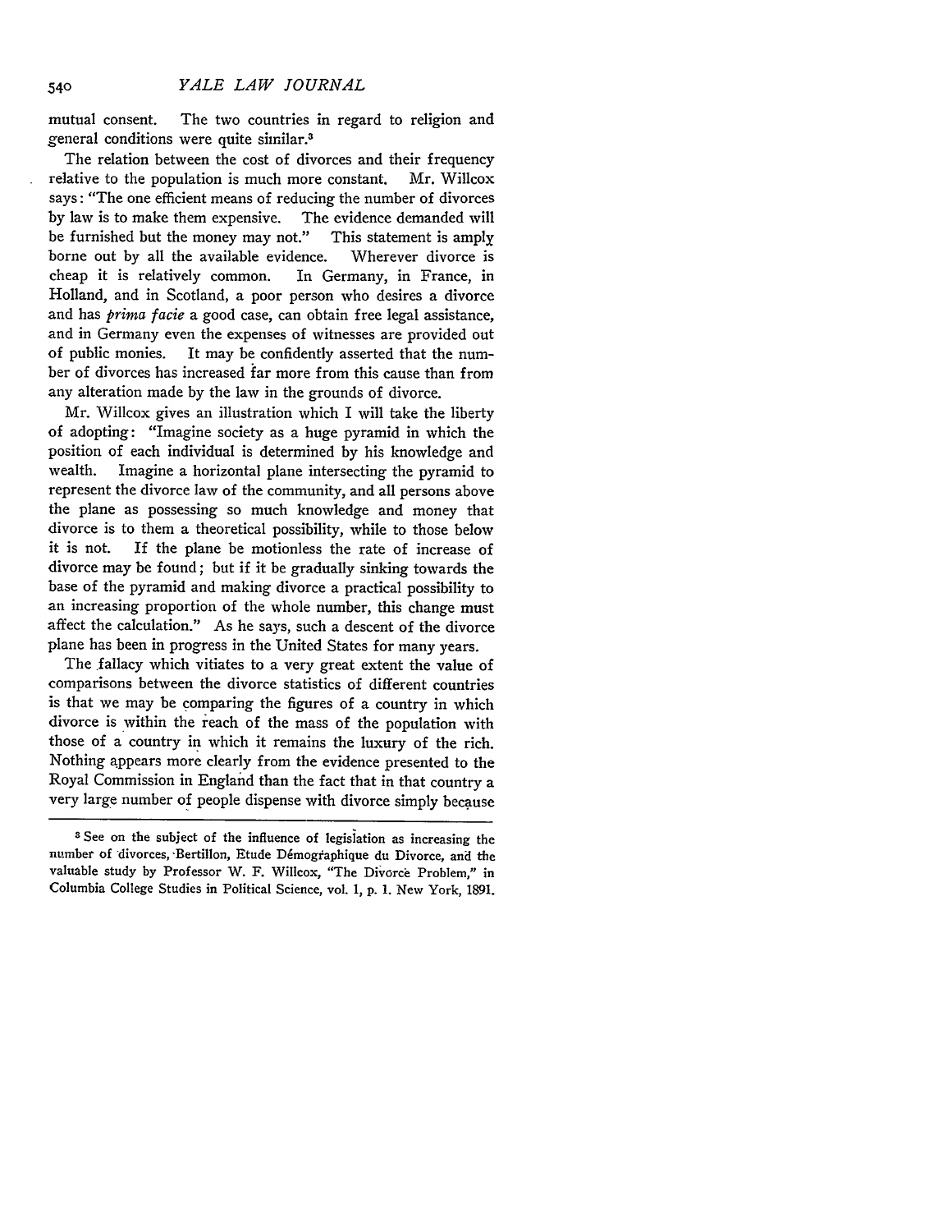mutual consent. The two countries in regard to religion and general conditions were quite similar.[3]

The relation between the cost of divorces and their frequency relative to the population is much more constant. Mr. Willcox says: "The one efficient means of reducing the number of divorces by law is to make them expensive. The evidence demanded will be furnished but the money may not." This statement is amply borne out by all the available evidence. Wherever divorce is cheap it is relatively common. In Germany, in France, in Holland, and in Scotland, a poor person who desires a divorce and has *prima facie* a good case, can obtain free legal assistance, and in Germany even the expenses of witnesses are provided out of public monies. It may be confidently asserted that the number of divorces has increased far more from this cause than from any alteration made by the law in the grounds of divorce.

Mr. Willcox gives an illustration which I will take the liberty of adopting: "Imagine society as a huge pyramid in which the position of each individual is determined by his knowledge and wealth. Imagine a horizontal plane intersecting the pyramid to represent the divorce law of the community, and all persons above the plane as possessing so much knowledge and money that divorce is to them a theoretical possibility, while to those below it is not. If the plane be motionless the rate of increase of divorce may be found; but if it be gradually sinking towards the base of the pyramid and making divorce a practical possibility to an increasing proportion of the whole number, this change must affect the calculation." As he says, such a descent of the divorce plane has been in progress in the United States for many years.

The fallacy which vitiates to a very great extent the value of comparisons between the divorce statistics of different countries is that we may be comparing the figures of a country in which divorce is within the reach of the mass of the population with those of a country in which it remains the luxury of the rich. Nothing appears more clearly from the evidence presented to the Royal Commission in England than the fact that in that country a very large number of people dispense with divorce simply because

[3] See on the subject of the influence of legislation as increasing the number of divorces, Bertillon, Etude Démographique du Divorce, and the valuable study by Professor W. F. Willcox, "The Divorce Problem," in Columbia College Studies in Political Science, vol. 1, p. 1. New York, 1891.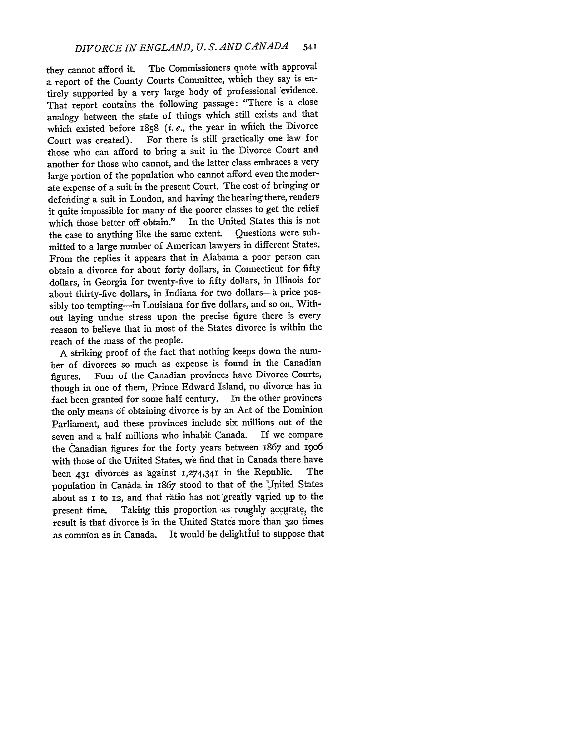they cannot afford it. The Commissioners quote with approval a report of the County Courts Committee, which they say is entirely supported by a very large body of professional evidence. That report contains the following passage: "There is a close analogy between the state of things which still exists and that which existed before 1858 (*i. e.*, the year in which the Divorce Court was created). For there is still practically one law for those who can afford to bring a suit in the Divorce Court and another for those who cannot, and the latter class embraces a very large portion of the population who cannot afford even the moderate expense of a suit in the present Court. The cost of bringing or defending a suit in London, and having the hearing there, renders it quite impossible for many of the poorer classes to get the relief which those better off obtain." In the United States this is not the case to anything like the same extent. Questions were submitted to a large number of American lawyers in different States. From the replies it appears that in Alabama a poor person can obtain a divorce for about forty dollars, in Connecticut for fifty dollars, in Georgia for twenty-five to fifty dollars, in Illinois for about thirty-five dollars, in Indiana for two dollars—a price possibly too tempting—in Louisiana for five dollars, and so on. Without laying undue stress upon the precise figure there is every reason to believe that in most of the States divorce is within the reach of the mass of the people.

A striking proof of the fact that nothing keeps down the number of divorces so much as expense is found in the Canadian figures. Four of the Canadian provinces have Divorce Courts, though in one of them, Prince Edward Island, no divorce has in fact been granted for some half century. In the other provinces the only means of obtaining divorce is by an Act of the Dominion Parliament, and these provinces include six millions out of the seven and a half millions who inhabit Canada. If we compare the Canadian figures for the forty years between 1867 and 1906 with those of the United States, we find that in Canada there have been 431 divorces as against 1,274,341 in the Republic. The population in Canada in 1867 stood to that of the United States about as 1 to 12, and that ratio has not greatly varied up to the present time. Taking this proportion as roughly accurate, the result is that divorce is in the United States more than 320 times as common as in Canada. It would be delightful to suppose that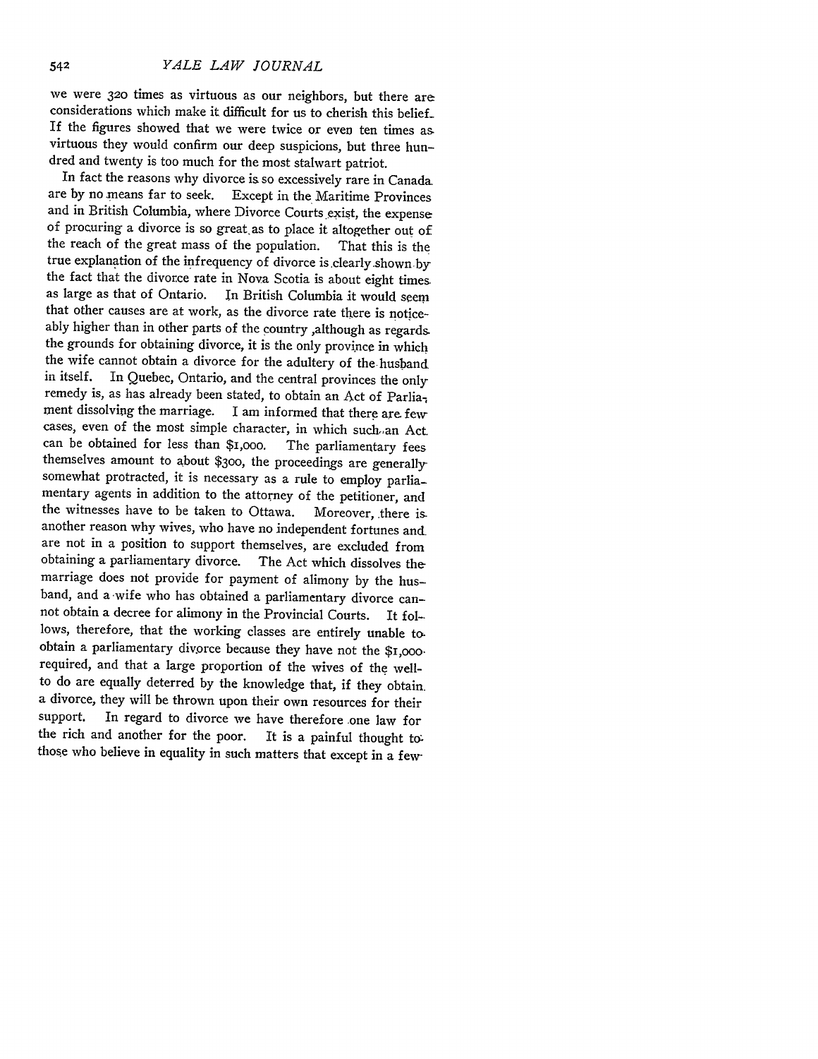we were 320 times as virtuous as our neighbors, but there are considerations which make it difficult for us to cherish this belief. If the figures showed that we were twice or even ten times as virtuous they would confirm our deep suspicions, but three hundred and twenty is too much for the most stalwart patriot.

In fact the reasons why divorce is so excessively rare in Canada are by no means far to seek. Except in the Maritime Provinces and in British Columbia, where Divorce Courts exist, the expense of procuring a divorce is so great as to place it altogether out of the reach of the great mass of the population. That this is the true explanation of the infrequency of divorce is clearly shown by the fact that the divorce rate in Nova Scotia is about eight times as large as that of Ontario. In British Columbia it would seem that other causes are at work, as the divorce rate there is noticeably higher than in other parts of the country, although as regards the grounds for obtaining divorce, it is the only province in which the wife cannot obtain a divorce for the adultery of the husband in itself. In Quebec, Ontario, and the central provinces the only remedy is, as has already been stated, to obtain an Act of Parliament dissolving the marriage. I am informed that there are few cases, even of the most simple character, in which such an Act can be obtained for less than $1,000. The parliamentary fees themselves amount to about $300, the proceedings are generally somewhat protracted, it is necessary as a rule to employ parliamentary agents in addition to the attorney of the petitioner, and the witnesses have to be taken to Ottawa. Moreover, there is another reason why wives, who have no independent fortunes and are not in a position to support themselves, are excluded from obtaining a parliamentary divorce. The Act which dissolves the marriage does not provide for payment of alimony by the husband, and a wife who has obtained a parliamentary divorce cannot obtain a decree for alimony in the Provincial Courts. It follows, therefore, that the working classes are entirely unable to obtain a parliamentary divorce because they have not the $1,000 required, and that a large proportion of the wives of the well-to do are equally deterred by the knowledge that, if they obtain a divorce, they will be thrown upon their own resources for their support. In regard to divorce we have therefore one law for the rich and another for the poor. It is a painful thought to those who believe in equality in such matters that except in a few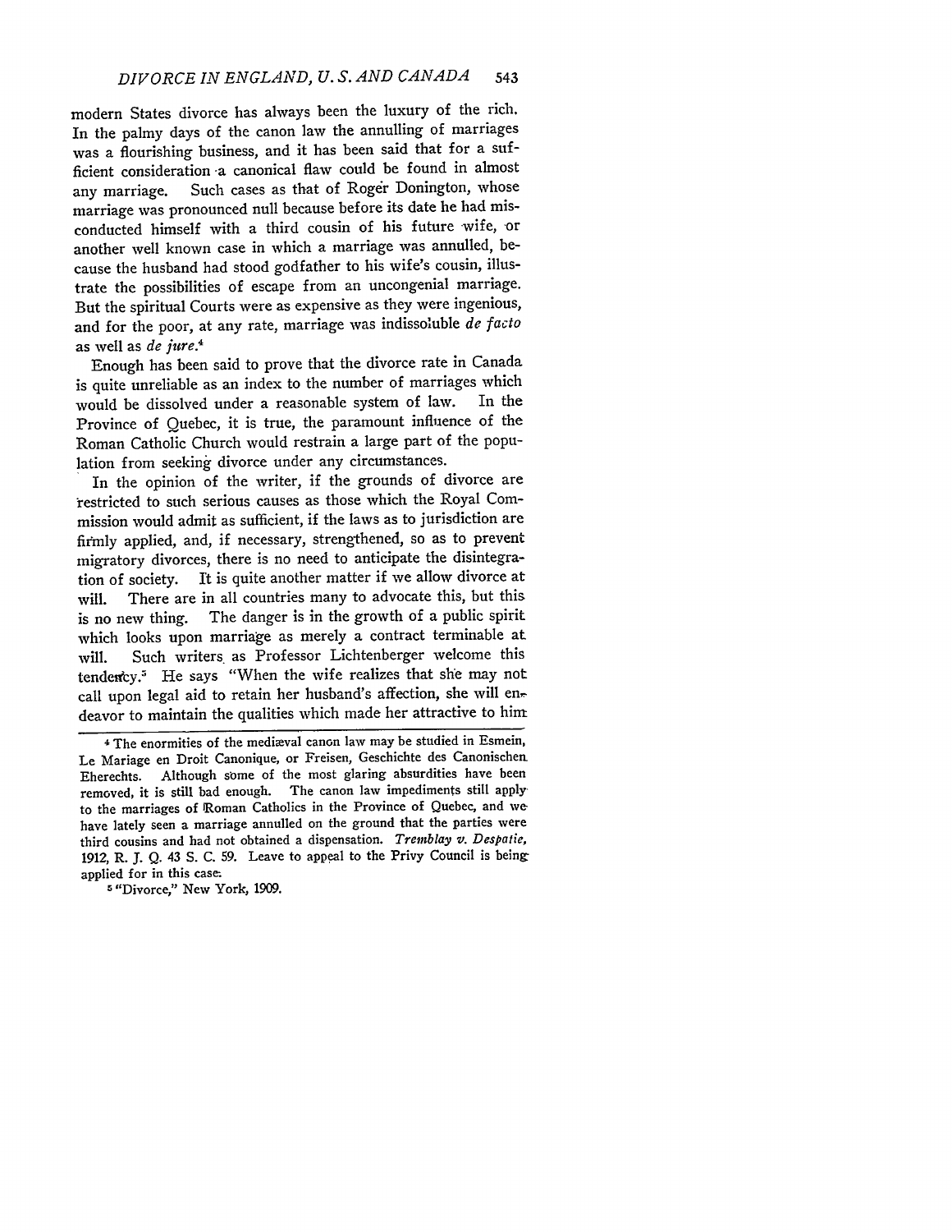modern States divorce has always been the luxury of the rich. In the palmy days of the canon law the annulling of marriages was a flourishing business, and it has been said that for a sufficient consideration a canonical flaw could be found in almost any marriage. Such cases as that of Roger Donington, whose marriage was pronounced null because before its date he had misconducted himself with a third cousin of his future wife, or another well known case in which a marriage was annulled, because the husband had stood godfather to his wife's cousin, illustrate the possibilities of escape from an uncongenial marriage. But the spiritual Courts were as expensive as they were ingenious, and for the poor, at any rate, marriage was indissoluble *de facto* as well as *de jure*.[4]

Enough has been said to prove that the divorce rate in Canada is quite unreliable as an index to the number of marriages which would be dissolved under a reasonable system of law. In the Province of Quebec, it is true, the paramount influence of the Roman Catholic Church would restrain a large part of the population from seeking divorce under any circumstances.

In the opinion of the writer, if the grounds of divorce are restricted to such serious causes as those which the Royal Commission would admit as sufficient, if the laws as to jurisdiction are firmly applied, and, if necessary, strengthened, so as to prevent migratory divorces, there is no need to anticipate the disintegration of society. It is quite another matter if we allow divorce at will. There are in all countries many to advocate this, but this is no new thing. The danger is in the growth of a public spirit which looks upon marriage as merely a contract terminable at will. Such writers as Professor Lichtenberger welcome this tendency.[5] He says "When the wife realizes that she may not call upon legal aid to retain her husband's affection, she will endeavor to maintain the qualities which made her attractive to him

---

[4] The enormities of the mediæval canon law may be studied in Esmein, Le Mariage en Droit Canonique, or Freisen, Geschichte des Canonischen Eherechts. Although some of the most glaring absurdities have been removed, it is still bad enough. The canon law impediments still apply to the marriages of Roman Catholics in the Province of Quebec, and we have lately seen a marriage annulled on the ground that the parties were third cousins and had not obtained a dispensation. *Tremblay v. Despatie*, 1912, R. J. Q. 43 S. C. 59. Leave to appeal to the Privy Council is being applied for in this case.

[5] "Divorce," New York, 1909.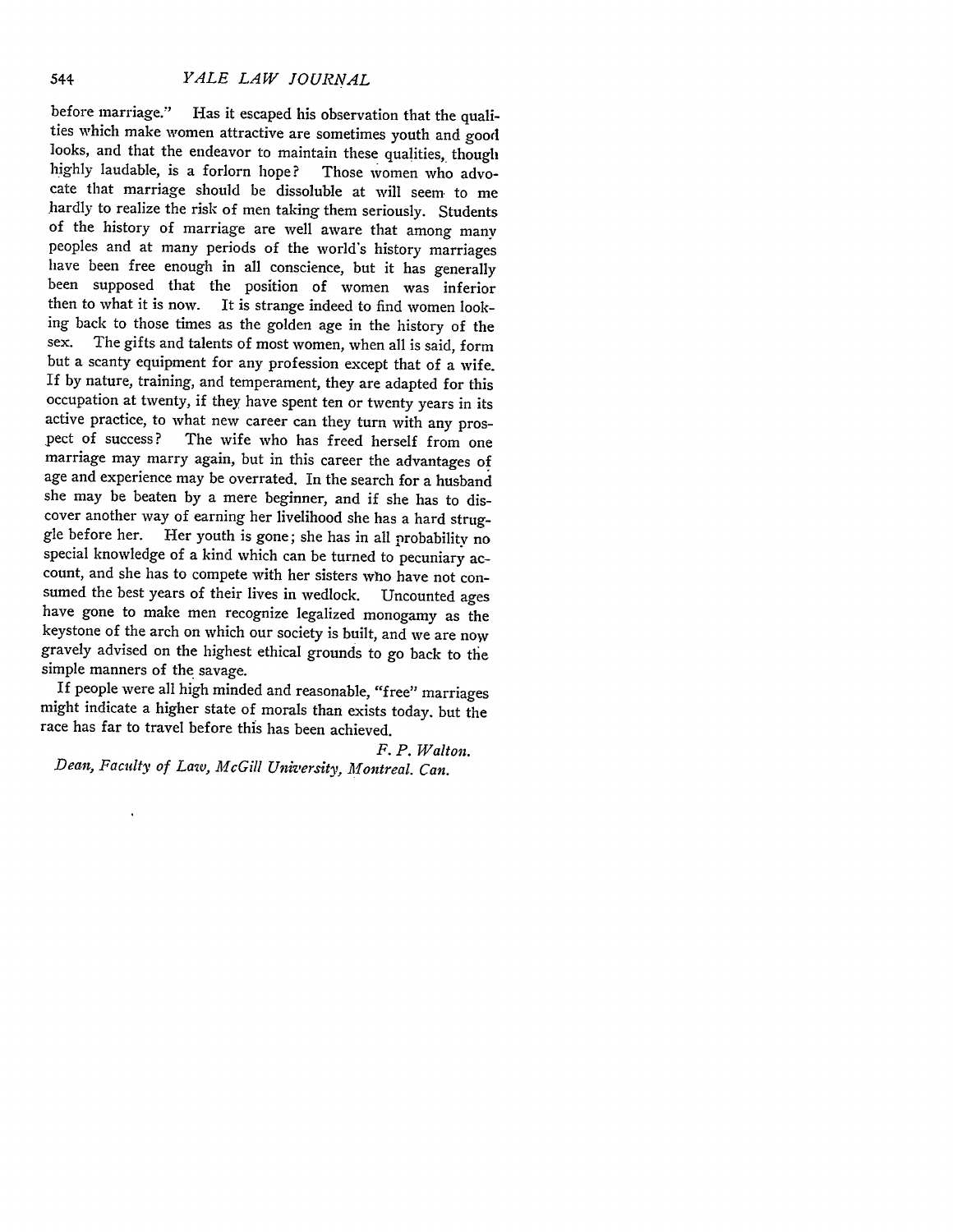before marriage." Has it escaped his observation that the qualities which make women attractive are sometimes youth and good looks, and that the endeavor to maintain these qualities, though highly laudable, is a forlorn hope? Those women who advocate that marriage should be dissoluble at will seem to me hardly to realize the risk of men taking them seriously. Students of the history of marriage are well aware that among many peoples and at many periods of the world's history marriages have been free enough in all conscience, but it has generally been supposed that the position of women was inferior then to what it is now. It is strange indeed to find women looking back to those times as the golden age in the history of the sex. The gifts and talents of most women, when all is said, form but a scanty equipment for any profession except that of a wife. If by nature, training, and temperament, they are adapted for this occupation at twenty, if they have spent ten or twenty years in its active practice, to what new career can they turn with any prospect of success? The wife who has freed herself from one marriage may marry again, but in this career the advantages of age and experience may be overrated. In the search for a husband she may be beaten by a mere beginner, and if she has to discover another way of earning her livelihood she has a hard struggle before her. Her youth is gone; she has in all probability no special knowledge of a kind which can be turned to pecuniary account, and she has to compete with her sisters who have not consumed the best years of their lives in wedlock. Uncounted ages have gone to make men recognize legalized monogamy as the keystone of the arch on which our society is built, and we are now gravely advised on the highest ethical grounds to go back to the simple manners of the savage.

If people were all high minded and reasonable, "free" marriages might indicate a higher state of morals than exists today. but the race has far to travel before this has been achieved.

*F. P. Walton.*

*Dean, Faculty of Law, McGill University, Montreal. Can.*